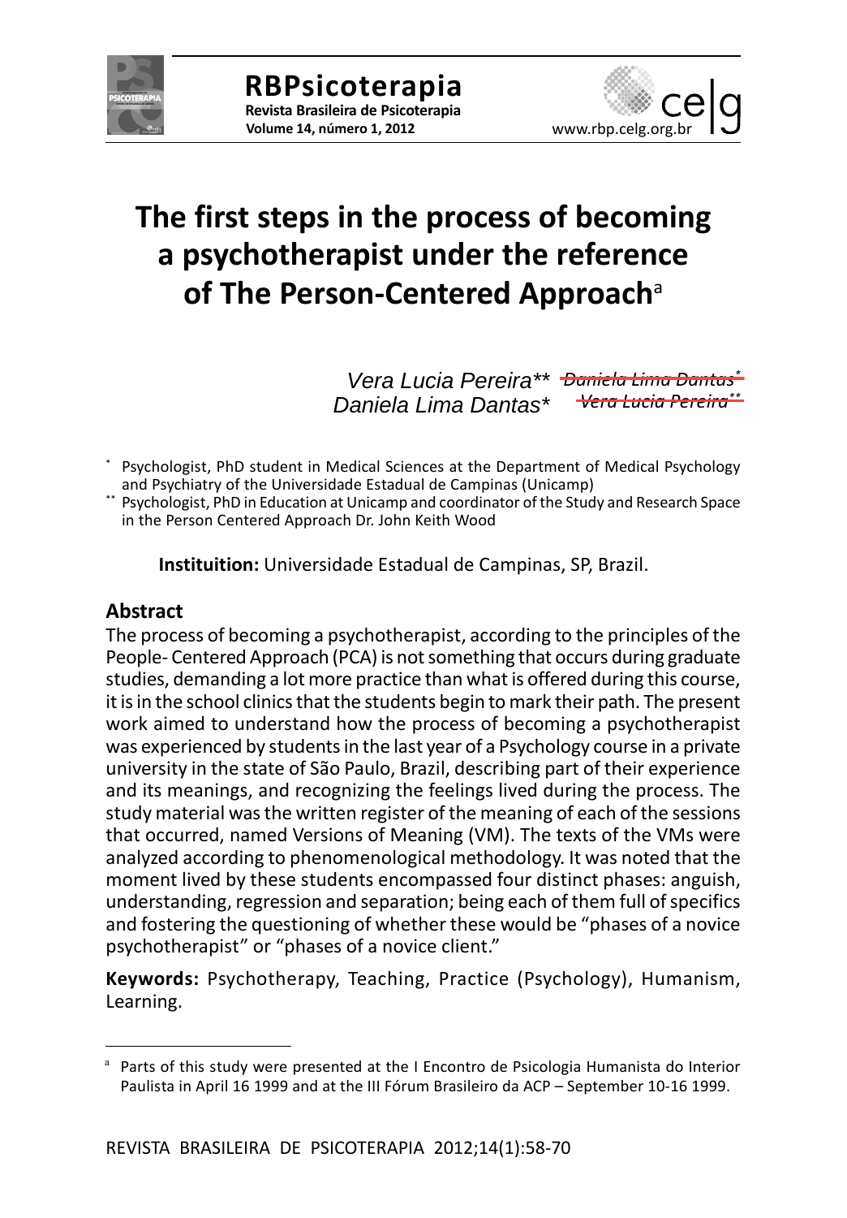# The first steps in the process of becoming a psychotherapist under the reference of The Person-Centered Approach[a]

*Vera Lucia Pereira*** ~~*Daniela Lima Dantas**~~
*Daniela Lima Dantas** ~~*Vera Lucia Pereira***~~

\* Psychologist, PhD student in Medical Sciences at the Department of Medical Psychology and Psychiatry of the Universidade Estadual de Campinas (Unicamp)

\*\* Psychologist, PhD in Education at Unicamp and coordinator of the Study and Research Space in the Person Centered Approach Dr. John Keith Wood

**Instituition:** Universidade Estadual de Campinas, SP, Brazil.

## Abstract

The process of becoming a psychotherapist, according to the principles of the People- Centered Approach (PCA) is not something that occurs during graduate studies, demanding a lot more practice than what is offered during this course, it is in the school clinics that the students begin to mark their path. The present work aimed to understand how the process of becoming a psychotherapist was experienced by students in the last year of a Psychology course in a private university in the state of São Paulo, Brazil, describing part of their experience and its meanings, and recognizing the feelings lived during the process. The study material was the written register of the meaning of each of the sessions that occurred, named Versions of Meaning (VM). The texts of the VMs were analyzed according to phenomenological methodology. It was noted that the moment lived by these students encompassed four distinct phases: anguish, understanding, regression and separation; being each of them full of specifics and fostering the questioning of whether these would be "phases of a novice psychotherapist" or "phases of a novice client."

**Keywords:** Psychotherapy, Teaching, Practice (Psychology), Humanism, Learning.

---

[a] Parts of this study were presented at the I Encontro de Psicologia Humanista do Interior Paulista in April 16 1999 and at the III Fórum Brasileiro da ACP – September 10-16 1999.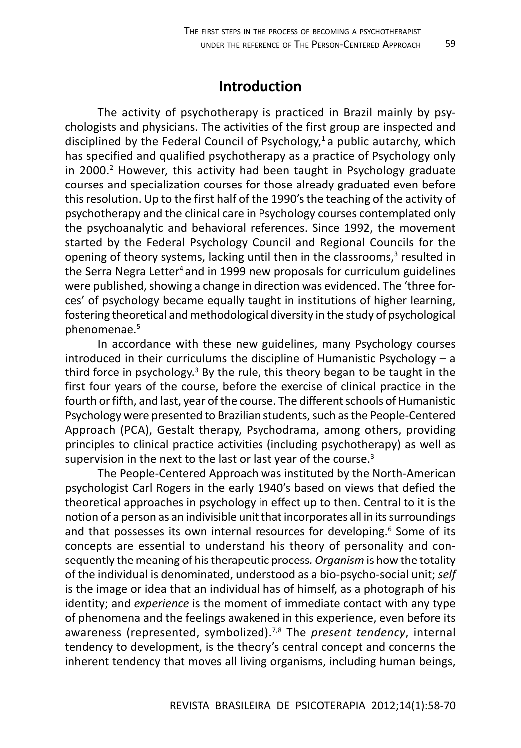## Introduction

The activity of psychotherapy is practiced in Brazil mainly by psychologists and physicians. The activities of the first group are inspected and disciplined by the Federal Council of Psychology,[1] a public autarchy, which has specified and qualified psychotherapy as a practice of Psychology only in 2000.[2] However, this activity had been taught in Psychology graduate courses and specialization courses for those already graduated even before this resolution. Up to the first half of the 1990's the teaching of the activity of psychotherapy and the clinical care in Psychology courses contemplated only the psychoanalytic and behavioral references. Since 1992, the movement started by the Federal Psychology Council and Regional Councils for the opening of theory systems, lacking until then in the classrooms,[3] resulted in the Serra Negra Letter[4] and in 1999 new proposals for curriculum guidelines were published, showing a change in direction was evidenced. The 'three forces' of psychology became equally taught in institutions of higher learning, fostering theoretical and methodological diversity in the study of psychological phenomenae.[5]

In accordance with these new guidelines, many Psychology courses introduced in their curriculums the discipline of Humanistic Psychology – a third force in psychology.[3] By the rule, this theory began to be taught in the first four years of the course, before the exercise of clinical practice in the fourth or fifth, and last, year of the course. The different schools of Humanistic Psychology were presented to Brazilian students, such as the People-Centered Approach (PCA), Gestalt therapy, Psychodrama, among others, providing principles to clinical practice activities (including psychotherapy) as well as supervision in the next to the last or last year of the course.[3]

The People-Centered Approach was instituted by the North-American psychologist Carl Rogers in the early 1940's based on views that defied the theoretical approaches in psychology in effect up to then. Central to it is the notion of a person as an indivisible unit that incorporates all in its surroundings and that possesses its own internal resources for developing.[6] Some of its concepts are essential to understand his theory of personality and consequently the meaning of his therapeutic process. *Organism* is how the totality of the individual is denominated, understood as a bio-psycho-social unit; *self* is the image or idea that an individual has of himself, as a photograph of his identity; and *experience* is the moment of immediate contact with any type of phenomena and the feelings awakened in this experience, even before its awareness (represented, symbolized).[7,8] The *present tendency*, internal tendency to development, is the theory's central concept and concerns the inherent tendency that moves all living organisms, including human beings,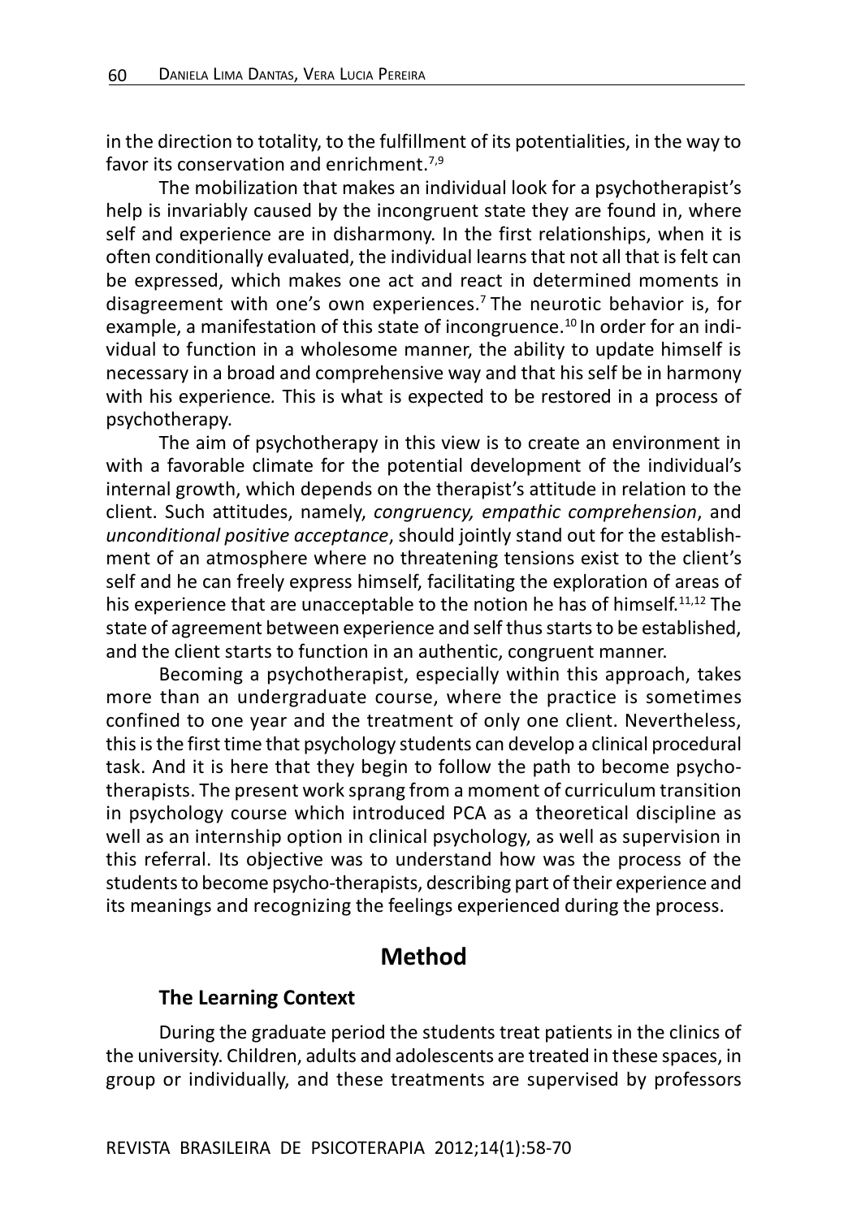in the direction to totality, to the fulfillment of its potentialities, in the way to favor its conservation and enrichment.[7,9]

The mobilization that makes an individual look for a psychotherapist's help is invariably caused by the incongruent state they are found in, where self and experience are in disharmony. In the first relationships, when it is often conditionally evaluated, the individual learns that not all that is felt can be expressed, which makes one act and react in determined moments in disagreement with one's own experiences.[7] The neurotic behavior is, for example, a manifestation of this state of incongruence.[10] In order for an individual to function in a wholesome manner, the ability to update himself is necessary in a broad and comprehensive way and that his self be in harmony with his experience. This is what is expected to be restored in a process of psychotherapy.

The aim of psychotherapy in this view is to create an environment in with a favorable climate for the potential development of the individual's internal growth, which depends on the therapist's attitude in relation to the client. Such attitudes, namely, *congruency, empathic comprehension*, and *unconditional positive acceptance*, should jointly stand out for the establishment of an atmosphere where no threatening tensions exist to the client's self and he can freely express himself, facilitating the exploration of areas of his experience that are unacceptable to the notion he has of himself.[11,12] The state of agreement between experience and self thus starts to be established, and the client starts to function in an authentic, congruent manner.

Becoming a psychotherapist, especially within this approach, takes more than an undergraduate course, where the practice is sometimes confined to one year and the treatment of only one client. Nevertheless, this is the first time that psychology students can develop a clinical procedural task. And it is here that they begin to follow the path to become psychotherapists. The present work sprang from a moment of curriculum transition in psychology course which introduced PCA as a theoretical discipline as well as an internship option in clinical psychology, as well as supervision in this referral. Its objective was to understand how was the process of the students to become psycho-therapists, describing part of their experience and its meanings and recognizing the feelings experienced during the process.

## Method

### The Learning Context

During the graduate period the students treat patients in the clinics of the university. Children, adults and adolescents are treated in these spaces, in group or individually, and these treatments are supervised by professors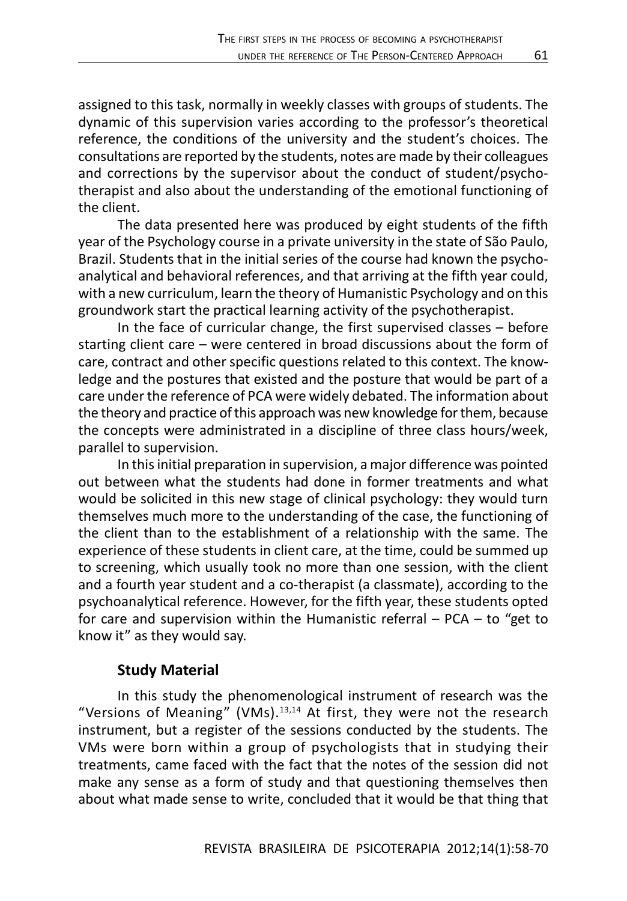assigned to this task, normally in weekly classes with groups of students. The dynamic of this supervision varies according to the professor's theoretical reference, the conditions of the university and the student's choices. The consultations are reported by the students, notes are made by their colleagues and corrections by the supervisor about the conduct of student/psychotherapist and also about the understanding of the emotional functioning of the client.

The data presented here was produced by eight students of the fifth year of the Psychology course in a private university in the state of São Paulo, Brazil. Students that in the initial series of the course had known the psychoanalytical and behavioral references, and that arriving at the fifth year could, with a new curriculum, learn the theory of Humanistic Psychology and on this groundwork start the practical learning activity of the psychotherapist.

In the face of curricular change, the first supervised classes – before starting client care – were centered in broad discussions about the form of care, contract and other specific questions related to this context. The knowledge and the postures that existed and the posture that would be part of a care under the reference of PCA were widely debated. The information about the theory and practice of this approach was new knowledge for them, because the concepts were administrated in a discipline of three class hours/week, parallel to supervision.

In this initial preparation in supervision, a major difference was pointed out between what the students had done in former treatments and what would be solicited in this new stage of clinical psychology: they would turn themselves much more to the understanding of the case, the functioning of the client than to the establishment of a relationship with the same. The experience of these students in client care, at the time, could be summed up to screening, which usually took no more than one session, with the client and a fourth year student and a co-therapist (a classmate), according to the psychoanalytical reference. However, for the fifth year, these students opted for care and supervision within the Humanistic referral – PCA – to "get to know it" as they would say.

## Study Material

In this study the phenomenological instrument of research was the "Versions of Meaning" (VMs).[13,14] At first, they were not the research instrument, but a register of the sessions conducted by the students. The VMs were born within a group of psychologists that in studying their treatments, came faced with the fact that the notes of the session did not make any sense as a form of study and that questioning themselves then about what made sense to write, concluded that it would be that thing that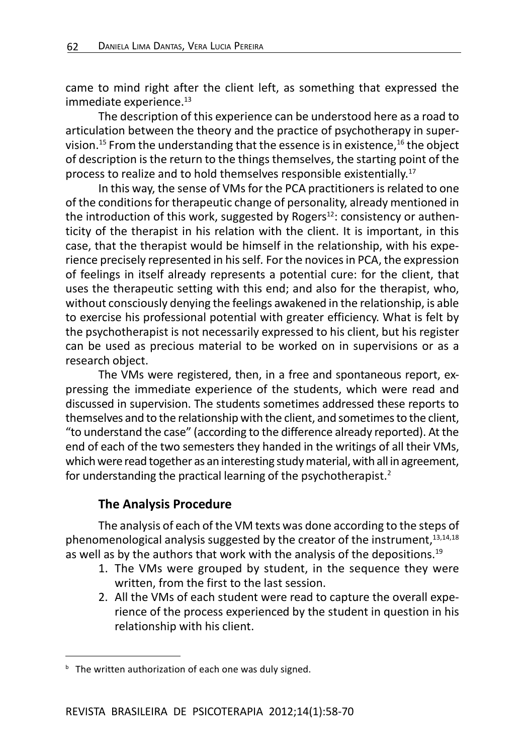came to mind right after the client left, as something that expressed the immediate experience.[13]

The description of this experience can be understood here as a road to articulation between the theory and the practice of psychotherapy in supervision.[15] From the understanding that the essence is in existence,[16] the object of description is the return to the things themselves, the starting point of the process to realize and to hold themselves responsible existentially.[17]

In this way, the sense of VMs for the PCA practitioners is related to one of the conditions for therapeutic change of personality, already mentioned in the introduction of this work, suggested by Rogers[12]: consistency or authenticity of the therapist in his relation with the client. It is important, in this case, that the therapist would be himself in the relationship, with his experience precisely represented in his self. For the novices in PCA, the expression of feelings in itself already represents a potential cure: for the client, that uses the therapeutic setting with this end; and also for the therapist, who, without consciously denying the feelings awakened in the relationship, is able to exercise his professional potential with greater efficiency. What is felt by the psychotherapist is not necessarily expressed to his client, but his register can be used as precious material to be worked on in supervisions or as a research object.

The VMs were registered, then, in a free and spontaneous report, expressing the immediate experience of the students, which were read and discussed in supervision. The students sometimes addressed these reports to themselves and to the relationship with the client, and sometimes to the client, "to understand the case" (according to the difference already reported). At the end of each of the two semesters they handed in the writings of all their VMs, which were read together as an interesting study material, with all in agreement, for understanding the practical learning of the psychotherapist.[2]

### The Analysis Procedure

The analysis of each of the VM texts was done according to the steps of phenomenological analysis suggested by the creator of the instrument,[13,14,18] as well as by the authors that work with the analysis of the depositions.[19]

1. The VMs were grouped by student, in the sequence they were written, from the first to the last session.
2. All the VMs of each student were read to capture the overall experience of the process experienced by the student in question in his relationship with his client.

---

[b] The written authorization of each one was duly signed.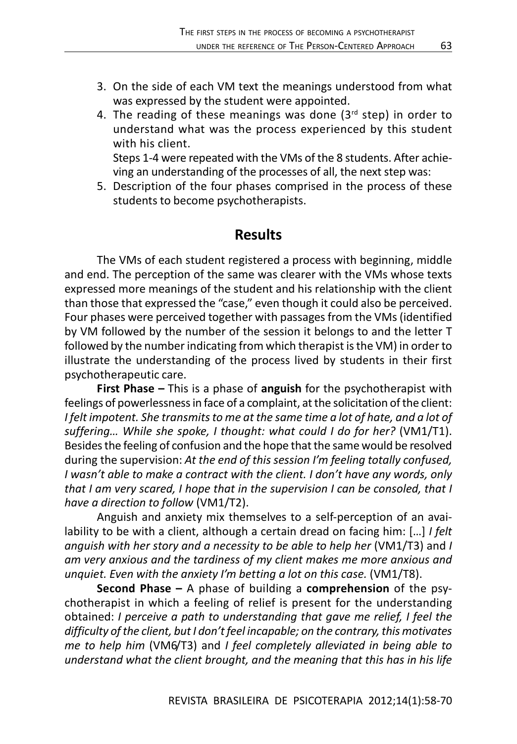3. On the side of each VM text the meanings understood from what was expressed by the student were appointed.
4. The reading of these meanings was done (3rd step) in order to understand what was the process experienced by this student with his client.
   Steps 1-4 were repeated with the VMs of the 8 students. After achieving an understanding of the processes of all, the next step was:
5. Description of the four phases comprised in the process of these students to become psychotherapists.

## Results

The VMs of each student registered a process with beginning, middle and end. The perception of the same was clearer with the VMs whose texts expressed more meanings of the student and his relationship with the client than those that expressed the "case," even though it could also be perceived. Four phases were perceived together with passages from the VMs (identified by VM followed by the number of the session it belongs to and the letter T followed by the number indicating from which therapist is the VM) in order to illustrate the understanding of the process lived by students in their first psychotherapeutic care.

**First Phase –** This is a phase of **anguish** for the psychotherapist with feelings of powerlessness in face of a complaint, at the solicitation of the client: *I felt impotent. She transmits to me at the same time a lot of hate, and a lot of suffering… While she spoke, I thought: what could I do for her?* (VM1/T1). Besides the feeling of confusion and the hope that the same would be resolved during the supervision: *At the end of this session I'm feeling totally confused, I wasn't able to make a contract with the client. I don't have any words, only that I am very scared, I hope that in the supervision I can be consoled, that I have a direction to follow* (VM1/T2).

Anguish and anxiety mix themselves to a self-perception of an availability to be with a client, although a certain dread on facing him: […] *I felt anguish with her story and a necessity to be able to help her* (VM1/T3) and *I am very anxious and the tardiness of my client makes me more anxious and unquiet. Even with the anxiety I'm betting a lot on this case.* (VM1/T8).

**Second Phase –** A phase of building a **comprehension** of the psychotherapist in which a feeling of relief is present for the understanding obtained: *I perceive a path to understanding that gave me relief, I feel the difficulty of the client, but I don't feel incapable; on the contrary, this motivates me to help him* (VM6/T3) and *I feel completely alleviated in being able to understand what the client brought, and the meaning that this has in his life*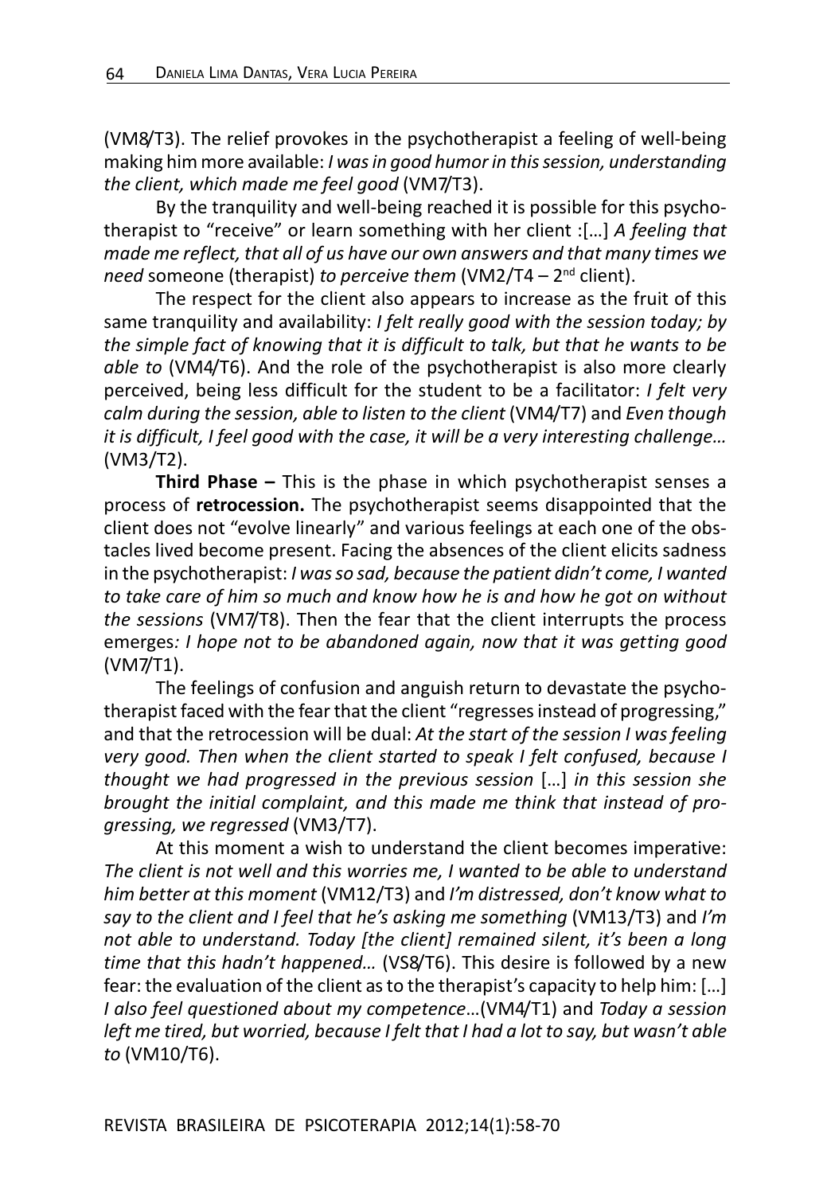(VM8/T3). The relief provokes in the psychotherapist a feeling of well-being making him more available: *I was in good humor in this session, understanding the client, which made me feel good* (VM7/T3).

By the tranquility and well-being reached it is possible for this psychotherapist to "receive" or learn something with her client :[…] *A feeling that made me reflect, that all of us have our own answers and that many times we need* someone (therapist) *to perceive them* (VM2/T4 – 2nd client).

The respect for the client also appears to increase as the fruit of this same tranquility and availability: *I felt really good with the session today; by the simple fact of knowing that it is difficult to talk, but that he wants to be able to* (VM4/T6). And the role of the psychotherapist is also more clearly perceived, being less difficult for the student to be a facilitator: *I felt very calm during the session, able to listen to the client* (VM4/T7) and *Even though it is difficult, I feel good with the case, it will be a very interesting challenge…* (VM3/T2).

**Third Phase –** This is the phase in which psychotherapist senses a process of **retrocession.** The psychotherapist seems disappointed that the client does not "evolve linearly" and various feelings at each one of the obstacles lived become present. Facing the absences of the client elicits sadness in the psychotherapist: *I was so sad, because the patient didn't come, I wanted to take care of him so much and know how he is and how he got on without the sessions* (VM7/T8). Then the fear that the client interrupts the process emerges*: I hope not to be abandoned again, now that it was getting good* (VM7/T1).

The feelings of confusion and anguish return to devastate the psychotherapist faced with the fear that the client "regresses instead of progressing," and that the retrocession will be dual: *At the start of the session I was feeling very good. Then when the client started to speak I felt confused, because I thought we had progressed in the previous session* […] *in this session she brought the initial complaint, and this made me think that instead of progressing, we regressed* (VM3/T7).

At this moment a wish to understand the client becomes imperative: *The client is not well and this worries me, I wanted to be able to understand him better at this moment* (VM12/T3) and *I'm distressed, don't know what to say to the client and I feel that he's asking me something* (VM13/T3) and *I'm not able to understand. Today [the client] remained silent, it's been a long time that this hadn't happened…* (VS8/T6). This desire is followed by a new fear: the evaluation of the client as to the therapist's capacity to help him: […] *I also feel questioned about my competence*…(VM4/T1) and *Today a session left me tired, but worried, because I felt that I had a lot to say, but wasn't able to* (VM10/T6).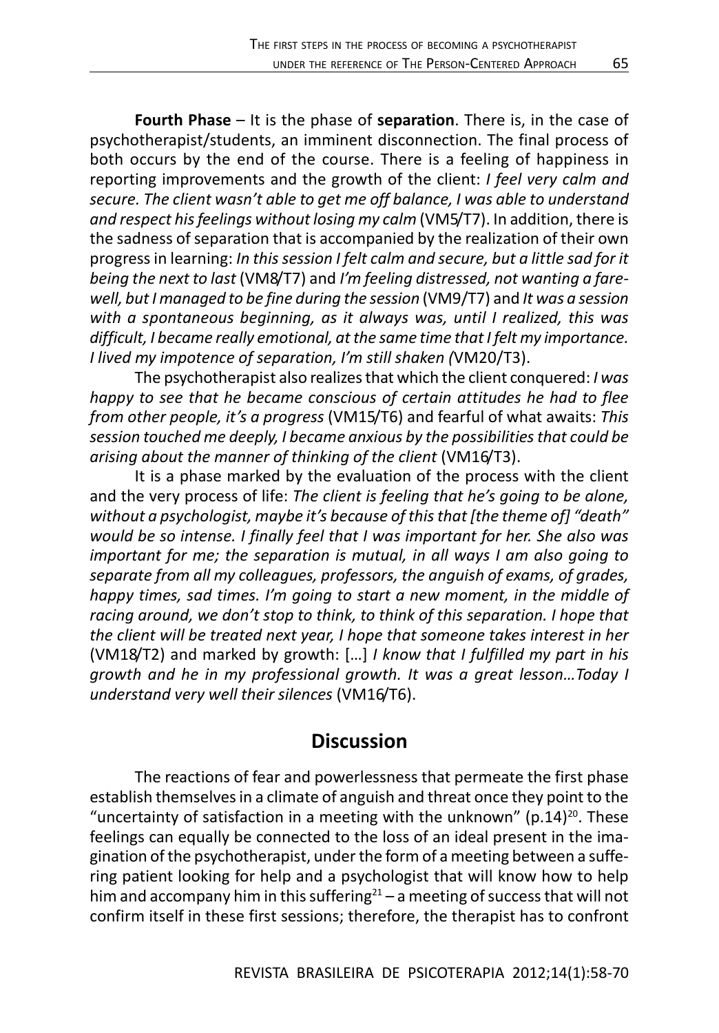**Fourth Phase** – It is the phase of **separation**. There is, in the case of psychotherapist/students, an imminent disconnection. The final process of both occurs by the end of the course. There is a feeling of happiness in reporting improvements and the growth of the client: *I feel very calm and secure. The client wasn't able to get me off balance, I was able to understand and respect his feelings without losing my calm* (VM5/T7). In addition, there is the sadness of separation that is accompanied by the realization of their own progress in learning: *In this session I felt calm and secure, but a little sad for it being the next to last* (VM8/T7) and *I'm feeling distressed, not wanting a farewell, but I managed to be fine during the session* (VM9/T7) and *It was a session with a spontaneous beginning, as it always was, until I realized, this was difficult, I became really emotional, at the same time that I felt my importance. I lived my impotence of separation, I'm still shaken (*VM20/T3).

The psychotherapist also realizes that which the client conquered: *I was happy to see that he became conscious of certain attitudes he had to flee from other people, it's a progress* (VM15/T6) and fearful of what awaits: *This session touched me deeply, I became anxious by the possibilities that could be arising about the manner of thinking of the client* (VM16/T3).

It is a phase marked by the evaluation of the process with the client and the very process of life: *The client is feeling that he's going to be alone, without a psychologist, maybe it's because of this that [the theme of] "death" would be so intense. I finally feel that I was important for her. She also was important for me; the separation is mutual, in all ways I am also going to separate from all my colleagues, professors, the anguish of exams, of grades, happy times, sad times. I'm going to start a new moment, in the middle of racing around, we don't stop to think, to think of this separation. I hope that the client will be treated next year, I hope that someone takes interest in her* (VM18/T2) and marked by growth: […] *I know that I fulfilled my part in his growth and he in my professional growth. It was a great lesson…Today I understand very well their silences* (VM16/T6).

## Discussion

The reactions of fear and powerlessness that permeate the first phase establish themselves in a climate of anguish and threat once they point to the "uncertainty of satisfaction in a meeting with the unknown" (p.14)[20]. These feelings can equally be connected to the loss of an ideal present in the imagination of the psychotherapist, under the form of a meeting between a suffering patient looking for help and a psychologist that will know how to help him and accompany him in this suffering[21] – a meeting of success that will not confirm itself in these first sessions; therefore, the therapist has to confront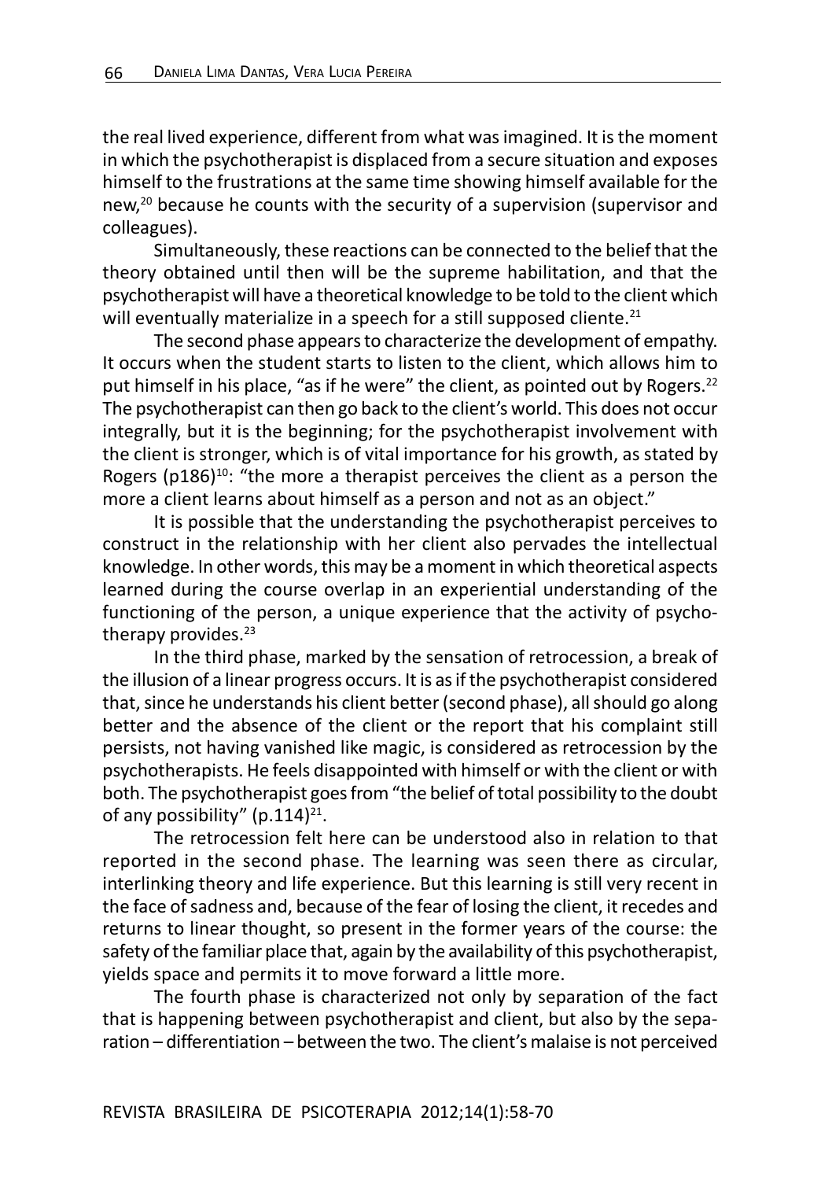the real lived experience, different from what was imagined. It is the moment in which the psychotherapist is displaced from a secure situation and exposes himself to the frustrations at the same time showing himself available for the new,[20] because he counts with the security of a supervision (supervisor and colleagues).

Simultaneously, these reactions can be connected to the belief that the theory obtained until then will be the supreme habilitation, and that the psychotherapist will have a theoretical knowledge to be told to the client which will eventually materialize in a speech for a still supposed cliente.[21]

The second phase appears to characterize the development of empathy. It occurs when the student starts to listen to the client, which allows him to put himself in his place, "as if he were" the client, as pointed out by Rogers.[22] The psychotherapist can then go back to the client's world. This does not occur integrally, but it is the beginning; for the psychotherapist involvement with the client is stronger, which is of vital importance for his growth, as stated by Rogers (p186)[10]: "the more a therapist perceives the client as a person the more a client learns about himself as a person and not as an object."

It is possible that the understanding the psychotherapist perceives to construct in the relationship with her client also pervades the intellectual knowledge. In other words, this may be a moment in which theoretical aspects learned during the course overlap in an experiential understanding of the functioning of the person, a unique experience that the activity of psychotherapy provides.[23]

In the third phase, marked by the sensation of retrocession, a break of the illusion of a linear progress occurs. It is as if the psychotherapist considered that, since he understands his client better (second phase), all should go along better and the absence of the client or the report that his complaint still persists, not having vanished like magic, is considered as retrocession by the psychotherapists. He feels disappointed with himself or with the client or with both. The psychotherapist goes from "the belief of total possibility to the doubt of any possibility" (p.114)[21].

The retrocession felt here can be understood also in relation to that reported in the second phase. The learning was seen there as circular, interlinking theory and life experience. But this learning is still very recent in the face of sadness and, because of the fear of losing the client, it recedes and returns to linear thought, so present in the former years of the course: the safety of the familiar place that, again by the availability of this psychotherapist, yields space and permits it to move forward a little more.

The fourth phase is characterized not only by separation of the fact that is happening between psychotherapist and client, but also by the separation – differentiation – between the two. The client's malaise is not perceived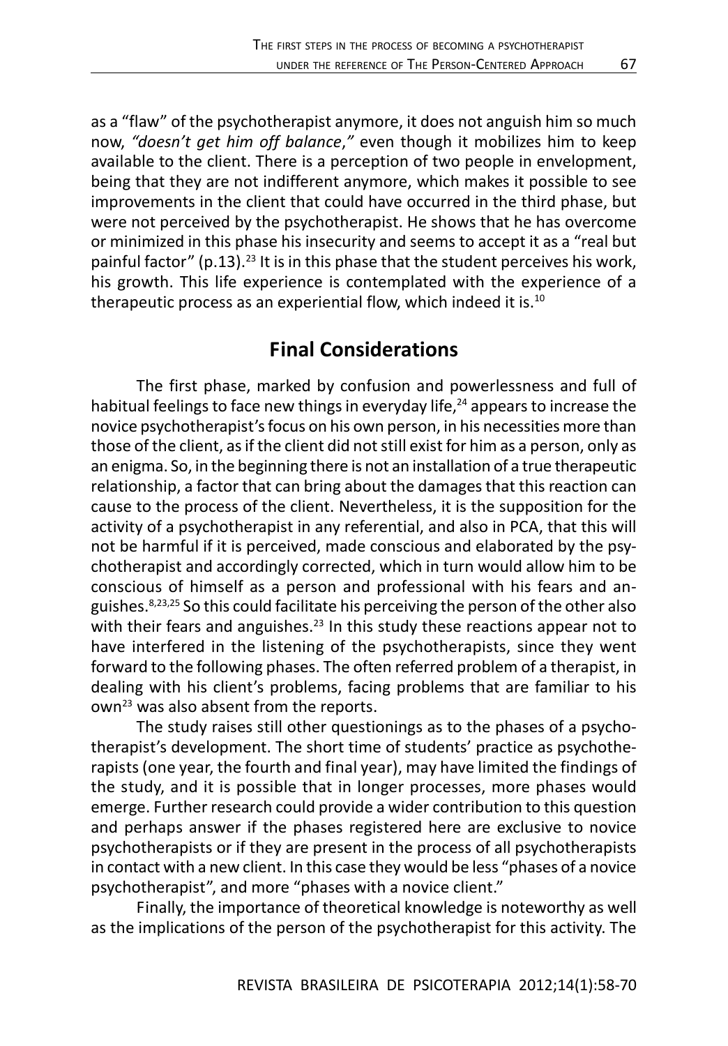as a "flaw" of the psychotherapist anymore, it does not anguish him so much now, *"doesn't get him off balance,"* even though it mobilizes him to keep available to the client. There is a perception of two people in envelopment, being that they are not indifferent anymore, which makes it possible to see improvements in the client that could have occurred in the third phase, but were not perceived by the psychotherapist. He shows that he has overcome or minimized in this phase his insecurity and seems to accept it as a "real but painful factor" (p.13).[23] It is in this phase that the student perceives his work, his growth. This life experience is contemplated with the experience of a therapeutic process as an experiential flow, which indeed it is.[10]

## Final Considerations

The first phase, marked by confusion and powerlessness and full of habitual feelings to face new things in everyday life,[24] appears to increase the novice psychotherapist's focus on his own person, in his necessities more than those of the client, as if the client did not still exist for him as a person, only as an enigma. So, in the beginning there is not an installation of a true therapeutic relationship, a factor that can bring about the damages that this reaction can cause to the process of the client. Nevertheless, it is the supposition for the activity of a psychotherapist in any referential, and also in PCA, that this will not be harmful if it is perceived, made conscious and elaborated by the psychotherapist and accordingly corrected, which in turn would allow him to be conscious of himself as a person and professional with his fears and anguishes.[8,23,25] So this could facilitate his perceiving the person of the other also with their fears and anguishes.[23] In this study these reactions appear not to have interfered in the listening of the psychotherapists, since they went forward to the following phases. The often referred problem of a therapist, in dealing with his client's problems, facing problems that are familiar to his own[23] was also absent from the reports.

The study raises still other questionings as to the phases of a psychotherapist's development. The short time of students' practice as psychotherapists (one year, the fourth and final year), may have limited the findings of the study, and it is possible that in longer processes, more phases would emerge. Further research could provide a wider contribution to this question and perhaps answer if the phases registered here are exclusive to novice psychotherapists or if they are present in the process of all psychotherapists in contact with a new client. In this case they would be less "phases of a novice psychotherapist", and more "phases with a novice client."

Finally, the importance of theoretical knowledge is noteworthy as well as the implications of the person of the psychotherapist for this activity. The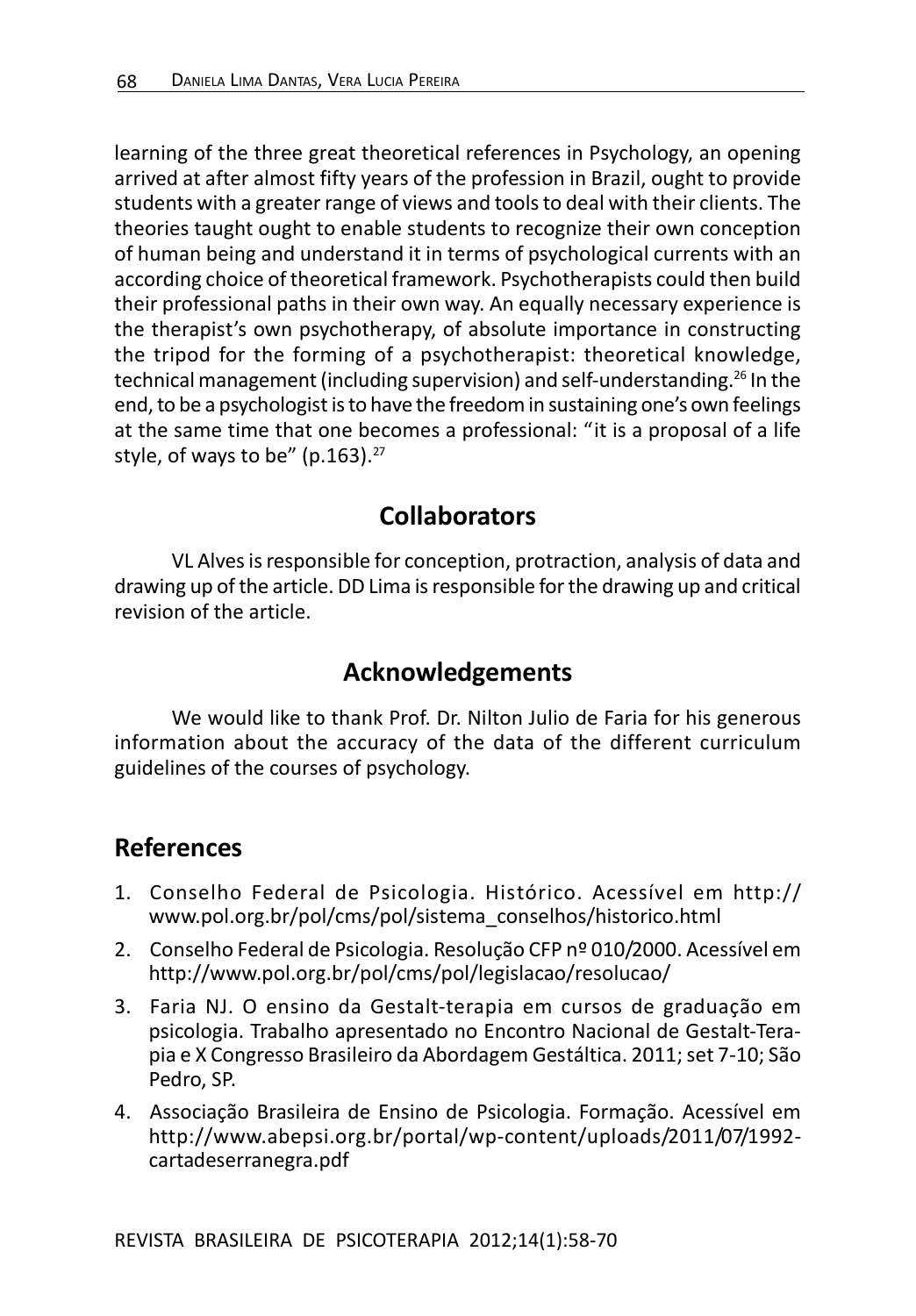learning of the three great theoretical references in Psychology, an opening arrived at after almost fifty years of the profession in Brazil, ought to provide students with a greater range of views and tools to deal with their clients. The theories taught ought to enable students to recognize their own conception of human being and understand it in terms of psychological currents with an according choice of theoretical framework. Psychotherapists could then build their professional paths in their own way. An equally necessary experience is the therapist's own psychotherapy, of absolute importance in constructing the tripod for the forming of a psychotherapist: theoretical knowledge, technical management (including supervision) and self-understanding.[26] In the end, to be a psychologist is to have the freedom in sustaining one's own feelings at the same time that one becomes a professional: "it is a proposal of a life style, of ways to be" (p.163).[27]

## Collaborators

VL Alves is responsible for conception, protraction, analysis of data and drawing up of the article. DD Lima is responsible for the drawing up and critical revision of the article.

## Acknowledgements

We would like to thank Prof. Dr. Nilton Julio de Faria for his generous information about the accuracy of the data of the different curriculum guidelines of the courses of psychology.

## References

1. Conselho Federal de Psicologia. Histórico. Acessível em http://www.pol.org.br/pol/cms/pol/sistema_conselhos/historico.html
2. Conselho Federal de Psicologia. Resolução CFP nº 010/2000. Acessível em http://www.pol.org.br/pol/cms/pol/legislacao/resolucao/
3. Faria NJ. O ensino da Gestalt-terapia em cursos de graduação em psicologia. Trabalho apresentado no Encontro Nacional de Gestalt-Terapia e X Congresso Brasileiro da Abordagem Gestáltica. 2011; set 7-10; São Pedro, SP.
4. Associação Brasileira de Ensino de Psicologia. Formação. Acessível em http://www.abepsi.org.br/portal/wp-content/uploads/2011/07/1992-cartadeserranegra.pdf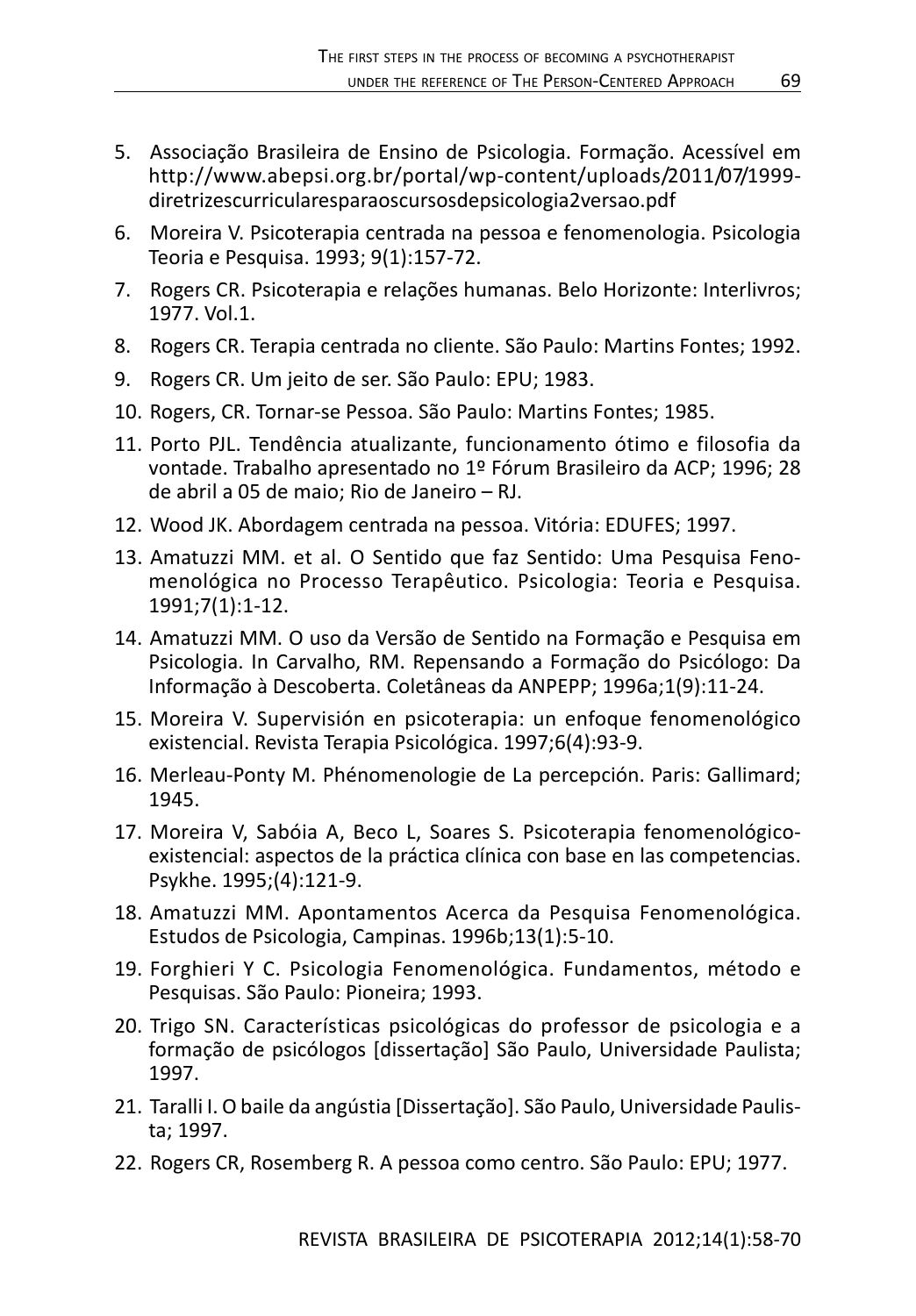5. Associação Brasileira de Ensino de Psicologia. Formação. Acessível em http://www.abepsi.org.br/portal/wp-content/uploads/2011/07/1999-diretrizescurricularesparaoscursosdepsicologia2versao.pdf
6. Moreira V. Psicoterapia centrada na pessoa e fenomenologia. Psicologia Teoria e Pesquisa. 1993; 9(1):157-72.
7. Rogers CR. Psicoterapia e relações humanas. Belo Horizonte: Interlivros; 1977. Vol.1.
8. Rogers CR. Terapia centrada no cliente. São Paulo: Martins Fontes; 1992.
9. Rogers CR. Um jeito de ser. São Paulo: EPU; 1983.
10. Rogers, CR. Tornar-se Pessoa. São Paulo: Martins Fontes; 1985.
11. Porto PJL. Tendência atualizante, funcionamento ótimo e filosofia da vontade. Trabalho apresentado no 1º Fórum Brasileiro da ACP; 1996; 28 de abril a 05 de maio; Rio de Janeiro – RJ.
12. Wood JK. Abordagem centrada na pessoa. Vitória: EDUFES; 1997.
13. Amatuzzi MM. et al. O Sentido que faz Sentido: Uma Pesquisa Fenomenológica no Processo Terapêutico. Psicologia: Teoria e Pesquisa. 1991;7(1):1-12.
14. Amatuzzi MM. O uso da Versão de Sentido na Formação e Pesquisa em Psicologia. In Carvalho, RM. Repensando a Formação do Psicólogo: Da Informação à Descoberta. Coletâneas da ANPEPP; 1996a;1(9):11-24.
15. Moreira V. Supervisión en psicoterapia: un enfoque fenomenológico existencial. Revista Terapia Psicológica. 1997;6(4):93-9.
16. Merleau-Ponty M. Phénomenologie de La percepción. Paris: Gallimard; 1945.
17. Moreira V, Sabóia A, Beco L, Soares S. Psicoterapia fenomenológico-existencial: aspectos de la práctica clínica con base en las competencias. Psykhe. 1995;(4):121-9.
18. Amatuzzi MM. Apontamentos Acerca da Pesquisa Fenomenológica. Estudos de Psicologia, Campinas. 1996b;13(1):5-10.
19. Forghieri Y C. Psicologia Fenomenológica. Fundamentos, método e Pesquisas. São Paulo: Pioneira; 1993.
20. Trigo SN. Características psicológicas do professor de psicologia e a formação de psicólogos [dissertação] São Paulo, Universidade Paulista; 1997.
21. Taralli I. O baile da angústia [Dissertação]. São Paulo, Universidade Paulista; 1997.
22. Rogers CR, Rosemberg R. A pessoa como centro. São Paulo: EPU; 1977.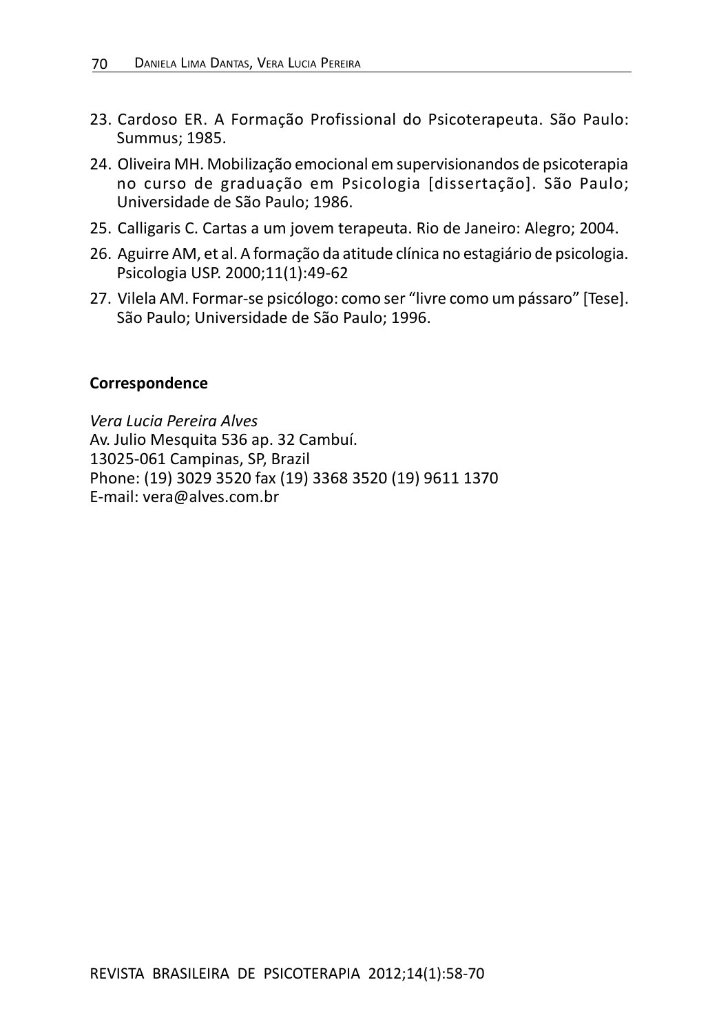23. Cardoso ER. A Formação Profissional do Psicoterapeuta. São Paulo: Summus; 1985.
24. Oliveira MH. Mobilização emocional em supervisionandos de psicoterapia no curso de graduação em Psicologia [dissertação]. São Paulo; Universidade de São Paulo; 1986.
25. Calligaris C. Cartas a um jovem terapeuta. Rio de Janeiro: Alegro; 2004.
26. Aguirre AM, et al. A formação da atitude clínica no estagiário de psicologia. Psicologia USP. 2000;11(1):49-62
27. Vilela AM. Formar-se psicólogo: como ser "livre como um pássaro" [Tese]. São Paulo; Universidade de São Paulo; 1996.

**Correspondence**

*Vera Lucia Pereira Alves*
Av. Julio Mesquita 536 ap. 32 Cambuí.
13025-061 Campinas, SP, Brazil
Phone: (19) 3029 3520 fax (19) 3368 3520 (19) 9611 1370
E-mail: vera@alves.com.br